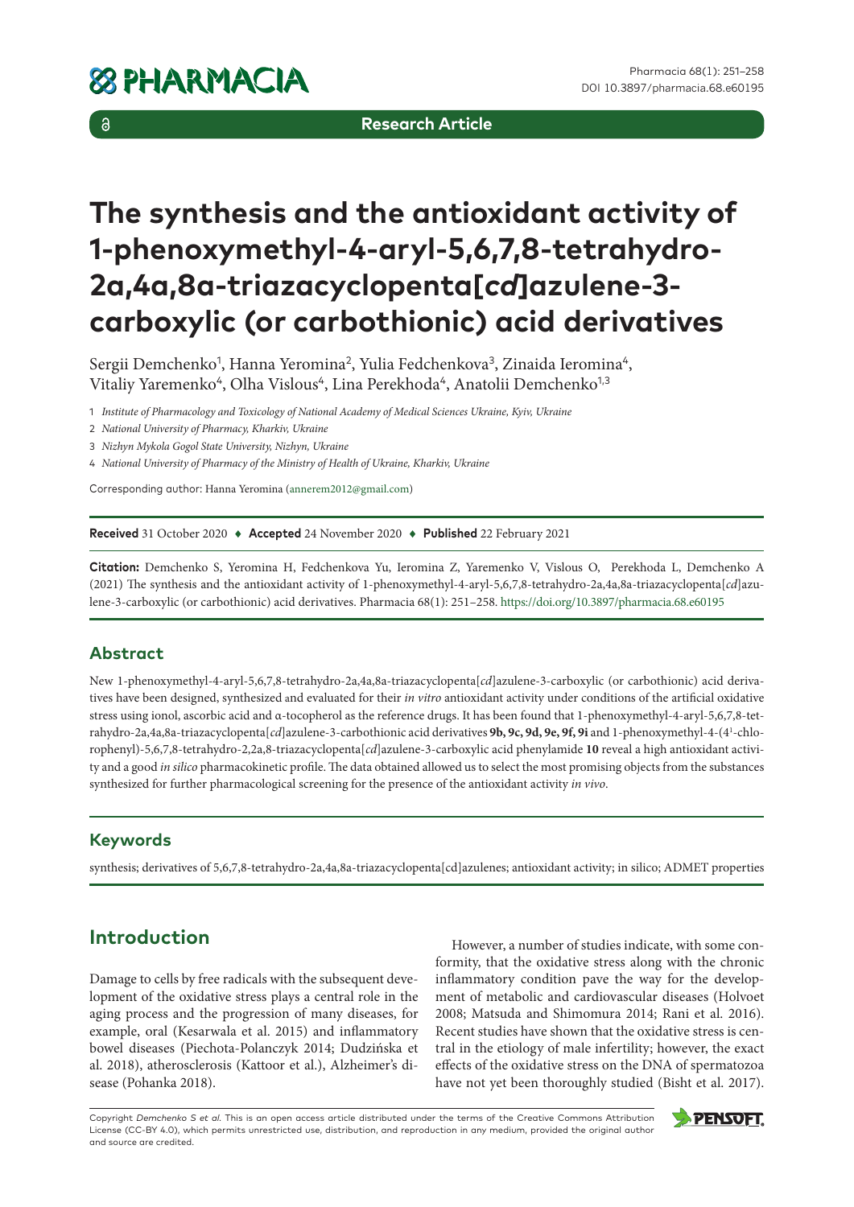Research Article

# The synthesis and the antioxidant activity of 1-phenoxymethyl-4-aryl-5,6,7,8-tetrahydro-2a,4a,8a-triazacyclopenta[*cd*]azulene-3-carboxylic (or carbothionic) acid derivatives

Sergii Demchenko[1], Hanna Yeromina[2], Yulia Fedchenkova[3], Zinaida Ieromina[4], Vitaliy Yaremenko[4], Olha Vislous[4], Lina Perekhoda[4], Anatolii Demchenko[1,3]

1 *Institute of Pharmacology and Toxicology of National Academy of Medical Sciences Ukraine, Kyiv, Ukraine*

2 *National University of Pharmacy, Kharkiv, Ukraine*

3 *Nizhyn Mykola Gogol State University, Nizhyn, Ukraine*

4 *National University of Pharmacy of the Ministry of Health of Ukraine, Kharkiv, Ukraine*

Corresponding author: Hanna Yeromina (annerem2012@gmail.com)

**Received** 31 October 2020 ♦ **Accepted** 24 November 2020 ♦ **Published** 22 February 2021

**Citation:** Demchenko S, Yeromina H, Fedchenkova Yu, Ieromina Z, Yaremenko V, Vislous O, Perekhoda L, Demchenko A (2021) The synthesis and the antioxidant activity of 1-phenoxymethyl-4-aryl-5,6,7,8-tetrahydro-2a,4a,8a-triazacyclopenta[*cd*]azulene-3-carboxylic (or carbothionic) acid derivatives. Pharmacia 68(1): 251–258. https://doi.org/10.3897/pharmacia.68.e60195

## Abstract

New 1-phenoxymethyl-4-aryl-5,6,7,8-tetrahydro-2a,4a,8a-triazacyclopenta[*cd*]azulene-3-carboxylic (or carbothionic) acid derivatives have been designed, synthesized and evaluated for their *in vitro* antioxidant activity under conditions of the artificial oxidative stress using ionol, ascorbic acid and α-tocopherol as the reference drugs. It has been found that 1-phenoxymethyl-4-aryl-5,6,7,8-tetrahydro-2a,4a,8a-triazacyclopenta[*cd*]azulene-3-carbothionic acid derivatives **9b, 9c, 9d, 9e, 9f, 9i** and 1-phenoxymethyl-4-(4[1]-chlorophenyl)-5,6,7,8-tetrahydro-2,2a,8-triazacyclopenta[*cd*]azulene-3-carboxylic acid phenylamide **10** reveal a high antioxidant activity and a good *in silico* pharmacokinetic profile. The data obtained allowed us to select the most promising objects from the substances synthesized for further pharmacological screening for the presence of the antioxidant activity *in vivo*.

## Keywords

synthesis; derivatives of 5,6,7,8-tetrahydro-2a,4a,8a-triazacyclopenta[cd]azulenes; antioxidant activity; in silico; ADMET properties

## Introduction

Damage to cells by free radicals with the subsequent development of the oxidative stress plays a central role in the aging process and the progression of many diseases, for example, oral (Kesarwala et al. 2015) and inflammatory bowel diseases (Piechota-Polanczyk 2014; Dudzińska et al. 2018), atherosclerosis (Kattoor et al.), Alzheimer's disease (Pohanka 2018).

However, a number of studies indicate, with some conformity, that the oxidative stress along with the chronic inflammatory condition pave the way for the development of metabolic and cardiovascular diseases (Holvoet 2008; Matsuda and Shimomura 2014; Rani et al. 2016). Recent studies have shown that the oxidative stress is central in the etiology of male infertility; however, the exact effects of the oxidative stress on the DNA of spermatozoa have not yet been thoroughly studied (Bisht et al. 2017).

Copyright *Demchenko S et al.* This is an open access article distributed under the terms of the Creative Commons Attribution License (CC-BY 4.0), which permits unrestricted use, distribution, and reproduction in any medium, provided the original author and source are credited.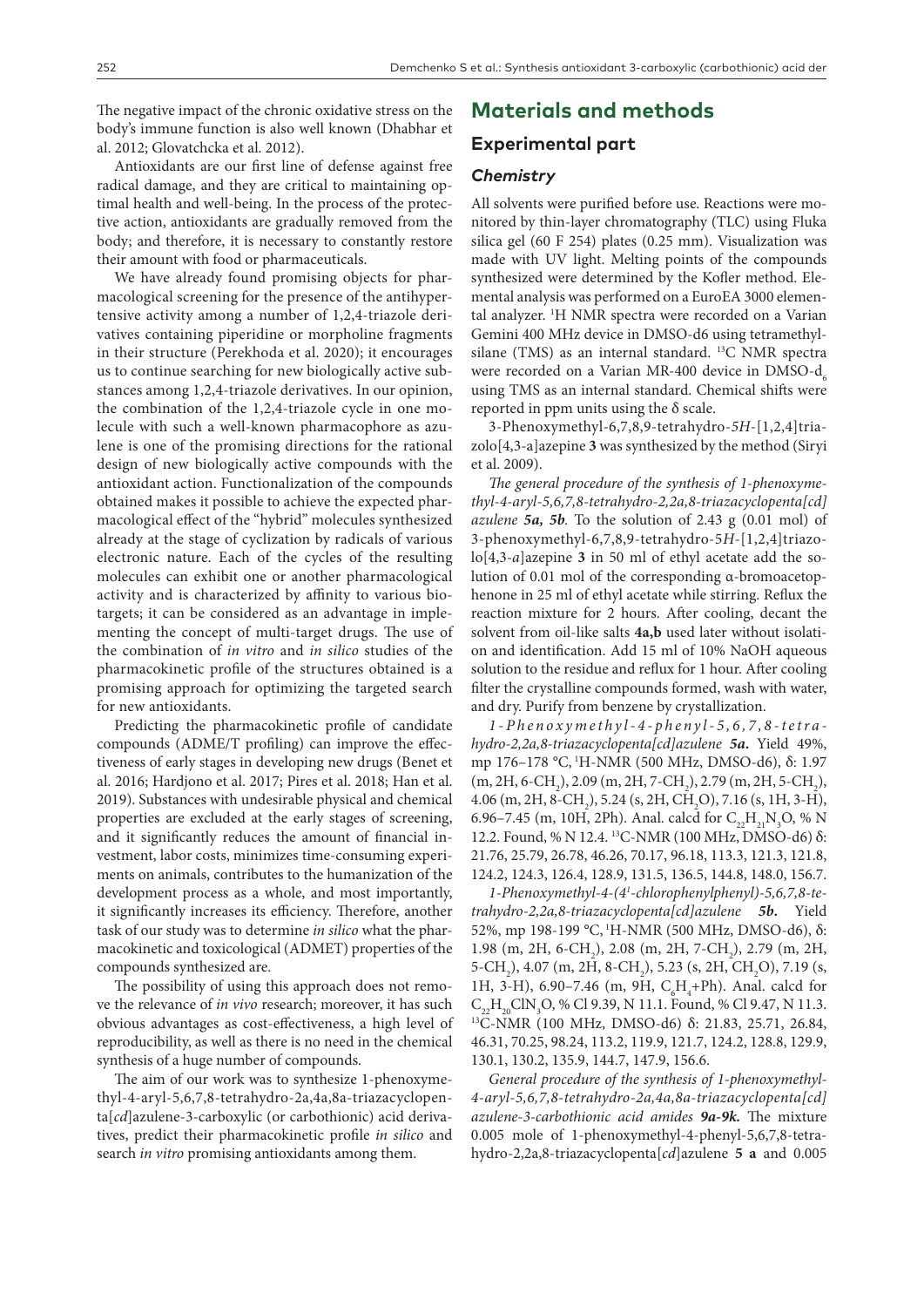The negative impact of the chronic oxidative stress on the body's immune function is also well known (Dhabhar et al. 2012; Glovatchcka et al. 2012).

Antioxidants are our first line of defense against free radical damage, and they are critical to maintaining optimal health and well-being. In the process of the protective action, antioxidants are gradually removed from the body; and therefore, it is necessary to constantly restore their amount with food or pharmaceuticals.

We have already found promising objects for pharmacological screening for the presence of the antihypertensive activity among a number of 1,2,4-triazole derivatives containing piperidine or morpholine fragments in their structure (Perekhoda et al. 2020); it encourages us to continue searching for new biologically active substances among 1,2,4-triazole derivatives. In our opinion, the combination of the 1,2,4-triazole cycle in one molecule with such a well-known pharmacophore as azulene is one of the promising directions for the rational design of new biologically active compounds with the antioxidant action. Functionalization of the compounds obtained makes it possible to achieve the expected pharmacological effect of the "hybrid" molecules synthesized already at the stage of cyclization by radicals of various electronic nature. Each of the cycles of the resulting molecules can exhibit one or another pharmacological activity and is characterized by affinity to various biotargets; it can be considered as an advantage in implementing the concept of multi-target drugs. The use of the combination of *in vitro* and *in silico* studies of the pharmacokinetic profile of the structures obtained is a promising approach for optimizing the targeted search for new antioxidants.

Predicting the pharmacokinetic profile of candidate compounds (ADME/T profiling) can improve the effectiveness of early stages in developing new drugs (Benet et al. 2016; Hardjono et al. 2017; Pires et al. 2018; Han et al. 2019). Substances with undesirable physical and chemical properties are excluded at the early stages of screening, and it significantly reduces the amount of financial investment, labor costs, minimizes time-consuming experiments on animals, contributes to the humanization of the development process as a whole, and most importantly, it significantly increases its efficiency. Therefore, another task of our study was to determine *in silico* what the pharmacokinetic and toxicological (ADMET) properties of the compounds synthesized are.

The possibility of using this approach does not remove the relevance of *in vivo* research; moreover, it has such obvious advantages as cost-effectiveness, a high level of reproducibility, as well as there is no need in the chemical synthesis of a huge number of compounds.

The aim of our work was to synthesize 1-phenoxymethyl-4-aryl-5,6,7,8-tetrahydro-2a,4a,8a-triazacyclopenta[*cd*]azulene-3-carboxylic (or carbothionic) acid derivatives, predict their pharmacokinetic profile *in silico* and search *in vitro* promising antioxidants among them.

# Materials and methods

## Experimental part

### Chemistry

All solvents were purified before use. Reactions were monitored by thin-layer chromatography (TLC) using Fluka silica gel (60 F 254) plates (0.25 mm). Visualization was made with UV light. Melting points of the compounds synthesized were determined by the Kofler method. Elemental analysis was performed on a EuroEA 3000 elemental analyzer. $^1$H NMR spectra were recorded on a Varian Gemini 400 MHz device in DMSO-d6 using tetramethylsilane (TMS) as an internal standard. $^{13}$C NMR spectra were recorded on a Varian MR-400 device in DMSO-$d_6$ using TMS as an internal standard. Chemical shifts were reported in ppm units using the δ scale.

3-Phenoxymethyl-6,7,8,9-tetrahydro-*5H*-[1,2,4]triazolo[4,3-a]azepine **3** was synthesized by the method (Siryi et al. 2009).

*The general procedure of the synthesis of 1-phenoxymethyl-4-aryl-5,6,7,8-tetrahydro-2,2a,8-triazacyclopenta[cd]azulene* ***5a, 5b***. To the solution of 2.43 g (0.01 mol) of 3-phenoxymethyl-6,7,8,9-tetrahydro-5*H*-[1,2,4]triazolo[4,3-*a*]azepine **3** in 50 ml of ethyl acetate add the solution of 0.01 mol of the corresponding α-bromoacetophenone in 25 ml of ethyl acetate while stirring. Reflux the reaction mixture for 2 hours. After cooling, decant the solvent from oil-like salts **4a,b** used later without isolation and identification. Add 15 ml of 10% NaOH aqueous solution to the residue and reflux for 1 hour. After cooling filter the crystalline compounds formed, wash with water, and dry. Purify from benzene by crystallization.

*1-Phenoxymethyl-4-phenyl-5,6,7,8-tetrahydro-2,2a,8-triazacyclopenta[cd]azulene* ***5a***. Yield 49%, mp 176–178 °C, $^1$H-NMR (500 MHz, DMSO-d6), δ: 1.97 (m, 2H, 6-$CH_2$), 2.09 (m, 2H, 7-$CH_2$), 2.79 (m, 2H, 5-$CH_2$), 4.06 (m, 2H, 8-$CH_2$), 5.24 (s, 2H, $CH_2$O), 7.16 (s, 1H, 3-H), 6.96–7.45 (m, 10H, 2Ph). Anal. calcd for $C_{22}H_{21}N_3O$, % N 12.2. Found, % N 12.4. $^{13}$C-NMR (100 MHz, DMSO-d6) δ: 21.76, 25.79, 26.78, 46.26, 70.17, 96.18, 113.3, 121.3, 121.8, 124.2, 124.3, 126.4, 128.9, 131.5, 136.5, 144.8, 148.0, 156.7.

*1-Phenoxymethyl-4-(4[1]-chlorophenylphenyl)-5,6,7,8-tetrahydro-2,2a,8-triazacyclopenta[cd]azulene* ***5b***. Yield 52%, mp 198-199 °C, $^1$H-NMR (500 MHz, DMSO-d6), δ: 1.98 (m, 2H, 6-$CH_2$), 2.08 (m, 2H, 7-$CH_2$), 2.79 (m, 2H, 5-$CH_2$), 4.07 (m, 2H, 8-$CH_2$), 5.23 (s, 2H, $CH_2$O), 7.19 (s, 1H, 3-H), 6.90–7.46 (m, 9H, $C_6H_4$+Ph). Anal. calcd for $C_{22}H_{20}ClN_3O$, % Cl 9.39, N 11.1. Found, % Cl 9.47, N 11.3. $^{13}$C-NMR (100 MHz, DMSO-d6) δ: 21.83, 25.71, 26.84, 46.31, 70.25, 98.24, 113.2, 119.9, 121.7, 124.2, 128.8, 129.9, 130.1, 130.2, 135.9, 144.7, 147.9, 156.6.

*General procedure of the synthesis of 1-phenoxymethyl-4-aryl-5,6,7,8-tetrahydro-2a,4a,8a-triazacyclopenta[cd]azulene-3-carbothionic acid amides* ***9a-9k***. The mixture 0.005 mole of 1-phenoxymethyl-4-phenyl-5,6,7,8-tetrahydro-2,2a,8-triazacyclopenta[*cd*]azulene **5 a** and 0.005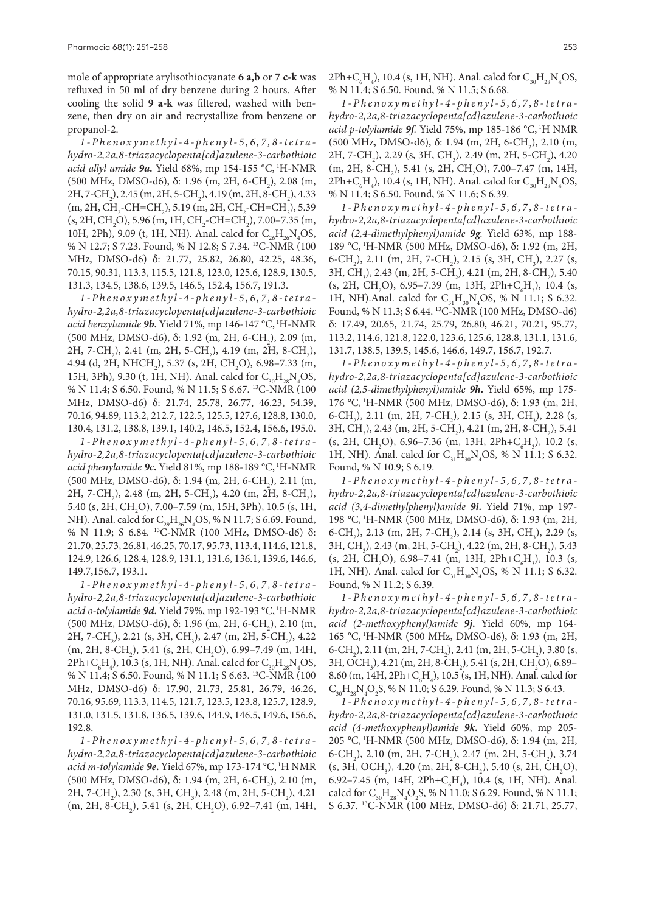mole of appropriate arylisothiocyanate **6 a,b** or **7 c-k** was refluxed in 50 ml of dry benzene during 2 hours. After cooling the solid **9 a-k** was filtered, washed with benzene, then dry on air and recrystallize from benzene or propanol-2.

*1-Phenoxymethyl-4-phenyl-5,6,7,8-tetrahydro-2,2a,8-triazacyclopenta[cd]azulene-3-carbothioic acid allyl amide* **9a.** Yield 68%, mp 154-155 °C, $^1$H-NMR (500 MHz, DMSO-d6), δ: 1.96 (m, 2H, 6-$CH_2$), 2.08 (m, 2H, 7-$CH_2$), 2.45 (m, 2H, 5-$CH_2$), 4.19 (m, 2H, 8-$CH_2$), 4.33 (m, 2H, $CH_2$-CH=$CH_2$), 5.19 (m, 2H, $CH_2$-CH=$CH_2$), 5.39 (s, 2H, $CH_2$O), 5.96 (m, 1H, $CH_2$-CH=$CH_2$), 7.00–7.35 (m, 10H, 2Ph), 9.09 (t, 1H, NH). Anal. calcd for $C_{26}H_{26}N_4OS$, % N 12.7; S 7.23. Found, % N 12.8; S 7.34. $^{13}$C-NMR (100 MHz, DMSO-d6) δ: 21.77, 25.82, 26.80, 42.25, 48.36, 70.15, 90.31, 113.3, 115.5, 121.8, 123.0, 125.6, 128.9, 130.5, 131.3, 134.5, 138.6, 139.5, 146.5, 152.4, 156.7, 191.3.

*1-Phenoxymethyl-4-phenyl-5,6,7,8-tetrahydro-2,2a,8-triazacyclopenta[cd]azulene-3-carbothioic acid benzylamide* **9b.** Yield 71%, mp 146-147 °C, $^1$H-NMR (500 MHz, DMSO-d6), δ: 1.92 (m, 2H, 6-$CH_2$), 2.09 (m, 2H, 7-$CH_2$), 2.41 (m, 2H, 5-$CH_2$), 4.19 (m, 2H, 8-$CH_2$), 4.94 (d, 2H, NH$CH_2$), 5.37 (s, 2H, $CH_2$O), 6.98–7.33 (m, 15H, 3Ph), 9.30 (t, 1H, NH). Anal. calcd for $C_{30}H_{28}N_4OS$, % N 11.4; S 6.50. Found, % N 11.5; S 6.67. $^{13}$C-NMR (100 MHz, DMSO-d6) δ: 21.74, 25.78, 26.77, 46.23, 54.39, 70.16, 94.89, 113.2, 212.7, 122.5, 125.5, 127.6, 128.8, 130.0, 130.4, 131.2, 138.8, 139.1, 140.2, 146.5, 152.4, 156.6, 195.0.

*1-Phenoxymethyl-4-phenyl-5,6,7,8-tetrahydro-2,2a,8-triazacyclopenta[cd]azulene-3-carbothioic acid phenylamide* **9c.** Yield 81%, mp 188-189 °C, $^1$H-NMR (500 MHz, DMSO-d6), δ: 1.94 (m, 2H, 6-$CH_2$), 2.11 (m, 2H, 7-$CH_2$), 2.48 (m, 2H, 5-$CH_2$), 4.20 (m, 2H, 8-$CH_2$), 5.40 (s, 2H, $CH_2$O), 7.00–7.59 (m, 15H, 3Ph), 10.5 (s, 1H, NH). Anal. calcd for $C_{29}H_{26}N_4OS$, % N 11.7; S 6.69. Found, % N 11.9; S 6.84. $^{13}$C-NMR (100 MHz, DMSO-d6) δ: 21.70, 25.73, 26.81, 46.25, 70.17, 95.73, 113.4, 114.6, 121.8, 124.9, 126.6, 128.4, 128.9, 131.1, 131.6, 136.1, 139.6, 146.6, 149.7,156.7, 193.1.

*1-Phenoxymethyl-4-phenyl-5,6,7,8-tetrahydro-2,2a,8-triazacyclopenta[cd]azulene-3-carbothioic acid o-tolylamide* **9d.** Yield 79%, mp 192-193 °C, $^1$H-NMR (500 MHz, DMSO-d6), δ: 1.96 (m, 2H, 6-$CH_2$), 2.10 (m, 2H, 7-$CH_2$), 2.21 (s, 3H, $CH_3$), 2.47 (m, 2H, 5-$CH_2$), 4.22 (m, 2H, 8-$CH_2$), 5.41 (s, 2H, $CH_2$O), 6.99–7.49 (m, 14H, 2Ph+$C_6H_4$), 10.3 (s, 1H, NH). Anal. calcd for $C_{30}H_{28}N_4OS$, % N 11.4; S 6.50. Found, % N 11.1; S 6.63. $^{13}$C-NMR (100 MHz, DMSO-d6) δ: 17.90, 21.73, 25.81, 26.79, 46.26, 70.16, 95.69, 113.3, 114.5, 121.7, 123.5, 123.8, 125.7, 128.9, 131.0, 131.5, 131.8, 136.5, 139.6, 144.9, 146.5, 149.6, 156.6, 192.8.

*1-Phenoxymethyl-4-phenyl-5,6,7,8-tetrahydro-2,2a,8-triazacyclopenta[cd]azulene-3-carbothioic acid m-tolylamide* **9e.** Yield 67%, mp 173-174 °C, $^1$H NMR (500 MHz, DMSO-d6), δ: 1.94 (m, 2H, 6-$CH_2$), 2.10 (m, 2H, 7-$CH_2$), 2.30 (s, 3H, $CH_3$), 2.48 (m, 2H, 5-$CH_2$), 4.21 (m, 2H, 8-$CH_2$), 5.41 (s, 2H, $CH_2$O), 6.92–7.41 (m, 14H, 2Ph+$C_6H_4$), 10.4 (s, 1H, NH). Anal. calcd for $C_{30}H_{28}N_4OS$, % N 11.4; S 6.50. Found, % N 11.5; S 6.68.

*1-Phenoxymethyl-4-phenyl-5,6,7,8-tetrahydro-2,2a,8-triazacyclopenta[cd]azulene-3-carbothioic acid p-tolylamide* **9f.** Yield 75%, mp 185-186 °C, $^1$H NMR (500 MHz, DMSO-d6), δ: 1.94 (m, 2H, 6-$CH_2$), 2.10 (m, 2H, 7-$CH_2$), 2.29 (s, 3H, $CH_3$), 2.49 (m, 2H, 5-$CH_2$), 4.20 (m, 2H, 8-$CH_2$), 5.41 (s, 2H, $CH_2$O), 7.00–7.47 (m, 14H, 2Ph+$C_6H_4$), 10.4 (s, 1H, NH). Anal. calcd for $C_{30}H_{28}N_4OS$, % N 11.4; S 6.50. Found, % N 11.6; S 6.39.

*1-Phenoxymethyl-4-phenyl-5,6,7,8-tetrahydro-2,2a,8-triazacyclopenta[cd]azulene-3-carbothioic acid (2,4-dimethylphenyl)amide* **9g**. Yield 63%, mp 188-189 °C, $^1$H-NMR (500 MHz, DMSO-d6), δ: 1.92 (m, 2H, 6-$CH_2$), 2.11 (m, 2H, 7-$CH_2$), 2.15 (s, 3H, $CH_3$), 2.27 (s, 3H, $CH_3$), 2.43 (m, 2H, 5-$CH_2$), 4.21 (m, 2H, 8-$CH_2$), 5.40 (s, 2H, $CH_2$O), 6.95–7.39 (m, 13H, 2Ph+$C_6H_3$), 10.4 (s, 1H, NH).Anal. calcd for $C_{31}H_{30}N_4OS$, % N 11.1; S 6.32. Found, % N 11.3; S 6.44. $^{13}$C-NMR (100 MHz, DMSO-d6) δ: 17.49, 20.65, 21.74, 25.79, 26.80, 46.21, 70.21, 95.77, 113.2, 114.6, 121.8, 122.0, 123.6, 125.6, 128.8, 131.1, 131.6, 131.7, 138.5, 139.5, 145.6, 146.6, 149.7, 156.7, 192.7.

*1-Phenoxymethyl-4-phenyl-5,6,7,8-tetrahydro-2,2a,8-triazacyclopenta[cd]azulene-3-carbothioic acid (2,5-dimethylphenyl)amide* **9h.** Yield 65%, mp 175-176 °C, $^1$H-NMR (500 MHz, DMSO-d6), δ: 1.93 (m, 2H, 6-$CH_2$), 2.11 (m, 2H, 7-$CH_2$), 2.15 (s, 3H, $CH_3$), 2.28 (s, 3H, $CH_3$), 2.43 (m, 2H, 5-$CH_2$), 4.21 (m, 2H, 8-$CH_2$), 5.41 (s, 2H, $CH_2$O), 6.96–7.36 (m, 13H, 2Ph+$C_6H_3$), 10.2 (s, 1H, NH). Anal. calcd for $C_{31}H_{30}N_4OS$, % N 11.1; S 6.32. Found, % N 10.9; S 6.19.

*1-Phenoxymethyl-4-phenyl-5,6,7,8-tetrahydro-2,2a,8-triazacyclopenta[cd]azulene-3-carbothioic acid (3,4-dimethylphenyl)amide* **9i.** Yield 71%, mp 197-198 °C, $^1$H-NMR (500 MHz, DMSO-d6), δ: 1.93 (m, 2H, 6-$CH_2$), 2.13 (m, 2H, 7-$CH_2$), 2.14 (s, 3H, $CH_3$), 2.29 (s, 3H, $CH_3$), 2.43 (m, 2H, 5-$CH_2$), 4.22 (m, 2H, 8-$CH_2$), 5.43 (s, 2H, $CH_2$O), 6.98–7.41 (m, 13H, 2Ph+$C_6H_3$), 10.3 (s, 1H, NH). Anal. calcd for $C_{31}H_{30}N_4OS$, % N 11.1; S 6.32. Found, % N 11.2; S 6.39.

*1-Phenoxymethyl-4-phenyl-5,6,7,8-tetrahydro-2,2a,8-triazacyclopenta[cd]azulene-3-carbothioic acid (2-methoxyphenyl)amide* **9j.** Yield 60%, mp 164-165 °C, $^1$H-NMR (500 MHz, DMSO-d6), δ: 1.93 (m, 2H, 6-$CH_2$), 2.11 (m, 2H, 7-$CH_2$), 2.41 (m, 2H, 5-$CH_2$), 3.80 (s, 3H, $OCH_3$), 4.21 (m, 2H, 8-$CH_2$), 5.41 (s, 2H, $CH_2$O), 6.89–8.60 (m, 14H, 2Ph+$C_6H_4$), 10.5 (s, 1H, NH). Anal. calcd for $C_{30}H_{28}N_4O_2S$, % N 11.0; S 6.29. Found, % N 11.3; S 6.43.

*1-Phenoxymethyl-4-phenyl-5,6,7,8-tetrahydro-2,2a,8-triazacyclopenta[cd]azulene-3-carbothioic acid (4-methoxyphenyl)amide* **9k.** Yield 60%, mp 205-205 °C, $^1$H-NMR (500 MHz, DMSO-d6), δ: 1.94 (m, 2H, 6-$CH_2$), 2.10 (m, 2H, 7-$CH_2$), 2.47 (m, 2H, 5-$CH_2$), 3.74 (s, 3H, $OCH_3$), 4.20 (m, 2H, 8-$CH_2$), 5.40 (s, 2H, $CH_2$O), 6.92–7.45 (m, 14H, 2Ph+$C_6H_4$), 10.4 (s, 1H, NH). Anal. calcd for $C_{30}H_{28}N_4O_2S$, % N 11.0; S 6.29. Found, % N 11.1; S 6.37. $^{13}$C-NMR (100 MHz, DMSO-d6) δ: 21.71, 25.77,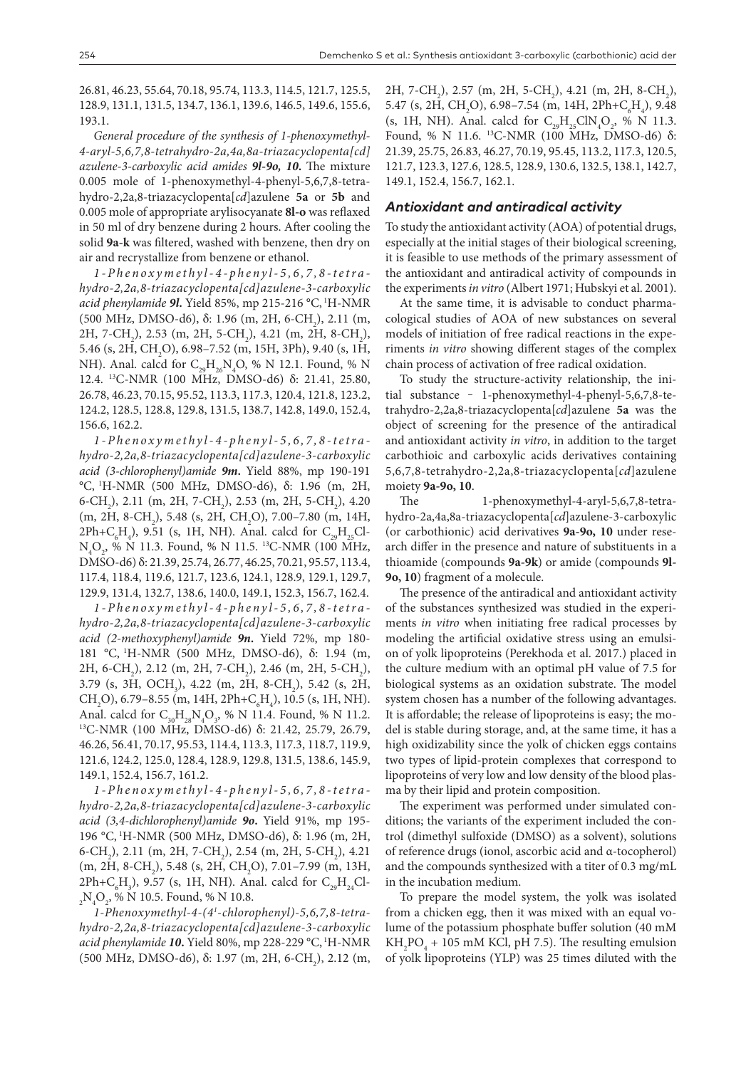26.81, 46.23, 55.64, 70.18, 95.74, 113.3, 114.5, 121.7, 125.5, 128.9, 131.1, 131.5, 134.7, 136.1, 139.6, 146.5, 149.6, 155.6, 193.1.

*General procedure of the synthesis of 1-phenoxymethyl-4-aryl-5,6,7,8-tetrahydro-2a,4a,8a-triazacyclopenta[cd]azulene-3-carboxylic acid amides **9l-9o, 10**.* The mixture 0.005 mole of 1-phenoxymethyl-4-phenyl-5,6,7,8-tetrahydro-2,2a,8-triazacyclopenta[*cd*]azulene **5a** or **5b** and 0.005 mole of appropriate arylisocyanate **8l-o** was reflaxed in 50 ml of dry benzene during 2 hours. After cooling the solid **9a-k** was filtered, washed with benzene, then dry on air and recrystallize from benzene or ethanol.

*1-Phenoxymethyl-4-phenyl-5,6,7,8-tetrahydro-2,2a,8-triazacyclopenta[cd]azulene-3-carboxylic acid phenylamide **9l**.* Yield 85%, mp 215-216 °C, $^1$H-NMR (500 MHz, DMSO-d6), δ: 1.96 (m, 2H, 6-$CH_2$), 2.11 (m, 2H, 7-$CH_2$), 2.53 (m, 2H, 5-$CH_2$), 4.21 (m, 2H, 8-$CH_2$), 5.46 (s, 2H, $CH_2$O), 6.98–7.52 (m, 15H, 3Ph), 9.40 (s, 1H, NH). Anal. calcd for $C_{29}H_{26}N_4O$, % N 12.1. Found, % N 12.4. $^{13}$C-NMR (100 MHz, DMSO-d6) δ: 21.41, 25.80, 26.78, 46.23, 70.15, 95.52, 113.3, 117.3, 120.4, 121.8, 123.2, 124.2, 128.5, 128.8, 129.8, 131.5, 138.7, 142.8, 149.0, 152.4, 156.6, 162.2.

*1-Phenoxymethyl-4-phenyl-5,6,7,8-tetrahydro-2,2a,8-triazacyclopenta[cd]azulene-3-carboxylic acid (3-chlorophenyl)amide **9m**.* Yield 88%, mp 190-191 °C, $^1$H-NMR (500 MHz, DMSO-d6), δ: 1.96 (m, 2H, 6-$CH_2$), 2.11 (m, 2H, 7-$CH_2$), 2.53 (m, 2H, 5-$CH_2$), 4.20 (m, 2H, 8-$CH_2$), 5.48 (s, 2H, $CH_2$O), 7.00–7.80 (m, 14H, 2Ph+$C_6H_4$), 9.51 (s, 1H, NH). Anal. calcd for $C_{29}H_{25}ClN_4O_2$, % N 11.3. Found, % N 11.5. $^{13}$C-NMR (100 MHz, DMSO-d6) δ: 21.39, 25.74, 26.77, 46.25, 70.21, 95.57, 113.4, 117.4, 118.4, 119.6, 121.7, 123.6, 124.1, 128.9, 129.1, 129.7, 129.9, 131.4, 132.7, 138.6, 140.0, 149.1, 152.3, 156.7, 162.4.

*1-Phenoxymethyl-4-phenyl-5,6,7,8-tetrahydro-2,2a,8-triazacyclopenta[cd]azulene-3-carboxylic acid (2-methoxyphenyl)amide **9n**.* Yield 72%, mp 180-181 °C, $^1$H-NMR (500 MHz, DMSO-d6), δ: 1.94 (m, 2H, 6-$CH_2$), 2.12 (m, 2H, 7-$CH_2$), 2.46 (m, 2H, 5-$CH_2$), 3.79 (s, 3H, $OCH_3$), 4.22 (m, 2H, 8-$CH_2$), 5.42 (s, 2H, $CH_2$O), 6.79–8.55 (m, 14H, 2Ph+$C_6H_4$), 10.5 (s, 1H, NH). Anal. calcd for $C_{30}H_{28}N_4O_3$, % N 11.4. Found, % N 11.2. $^{13}$C-NMR (100 MHz, DMSO-d6) δ: 21.42, 25.79, 26.79, 46.26, 56.41, 70.17, 95.53, 114.4, 113.3, 117.3, 118.7, 119.9, 121.6, 124.2, 125.0, 128.4, 128.9, 129.8, 131.5, 138.6, 145.9, 149.1, 152.4, 156.7, 161.2.

*1-Phenoxymethyl-4-phenyl-5,6,7,8-tetrahydro-2,2a,8-triazacyclopenta[cd]azulene-3-carboxylic acid (3,4-dichlorophenyl)amide **9o**.* Yield 91%, mp 195-196 °C, $^1$H-NMR (500 MHz, DMSO-d6), δ: 1.96 (m, 2H, 6-$CH_2$), 2.11 (m, 2H, 7-$CH_2$), 2.54 (m, 2H, 5-$CH_2$), 4.21 (m, 2H, 8-$CH_2$), 5.48 (s, 2H, $CH_2$O), 7.01–7.99 (m, 13H, 2Ph+$C_6H_3$), 9.57 (s, 1H, NH). Anal. calcd for $C_{29}H_{24}Cl_2N_4O_2$, % N 10.5. Found, % N 10.8.

*1-Phenoxymethyl-4-(4[1]-chlorophenyl)-5,6,7,8-tetrahydro-2,2a,8-triazacyclopenta[cd]azulene-3-carboxylic acid phenylamide **10**.* Yield 80%, mp 228-229 °C, $^1$H-NMR (500 MHz, DMSO-d6), δ: 1.97 (m, 2H, 6-$CH_2$), 2.12 (m, 2H, 7-$CH_2$), 2.57 (m, 2H, 5-$CH_2$), 4.21 (m, 2H, 8-$CH_2$), 5.47 (s, 2H, $CH_2$O), 6.98–7.54 (m, 14H, 2Ph+$C_6H_4$), 9.48 (s, 1H, NH). Anal. calcd for $C_{29}H_{25}ClN_4O_2$, % N 11.3. Found, % N 11.6. $^{13}$C-NMR (100 MHz, DMSO-d6) δ: 21.39, 25.75, 26.83, 46.27, 70.19, 95.45, 113.2, 117.3, 120.5, 121.7, 123.3, 127.6, 128.5, 128.9, 130.6, 132.5, 138.1, 142.7, 149.1, 152.4, 156.7, 162.1.

## Antioxidant and antiradical activity

To study the antioxidant activity (AOA) of potential drugs, especially at the initial stages of their biological screening, it is feasible to use methods of the primary assessment of the antioxidant and antiradical activity of compounds in the experiments *in vitro* (Albert 1971; Hubskyi et al. 2001).

At the same time, it is advisable to conduct pharmacological studies of AOA of new substances on several models of initiation of free radical reactions in the experiments *in vitro* showing different stages of the complex chain process of activation of free radical oxidation.

To study the structure-activity relationship, the initial substance - 1-phenoxymethyl-4-phenyl-5,6,7,8-tetrahydro-2,2a,8-triazacyclopenta[*cd*]azulene **5a** was the object of screening for the presence of the antiradical and antioxidant activity *in vitro*, in addition to the target carbothioic and carboxylic acids derivatives containing 5,6,7,8-tetrahydro-2,2a,8-triazacyclopenta[*cd*]azulene moiety **9a-9o, 10**.

The 1-phenoxymethyl-4-aryl-5,6,7,8-tetrahydro-2a,4a,8a-triazacyclopenta[*cd*]azulene-3-carboxylic (or carbothionic) acid derivatives **9a-9o, 10** under research differ in the presence and nature of substituents in a thioamide (compounds **9a-9k**) or amide (compounds **9l-9o, 10**) fragment of a molecule.

The presence of the antiradical and antioxidant activity of the substances synthesized was studied in the experiments *in vitro* when initiating free radical processes by modeling the artificial oxidative stress using an emulsion of yolk lipoproteins (Perekhoda et al. 2017.) placed in the culture medium with an optimal pH value of 7.5 for biological systems as an oxidation substrate. The model system chosen has a number of the following advantages. It is affordable; the release of lipoproteins is easy; the model is stable during storage, and, at the same time, it has a high oxidizability since the yolk of chicken eggs contains two types of lipid-protein complexes that correspond to lipoproteins of very low and low density of the blood plasma by their lipid and protein composition.

The experiment was performed under simulated conditions; the variants of the experiment included the control (dimethyl sulfoxide (DMSO) as a solvent), solutions of reference drugs (ionol, ascorbic acid and α-tocopherol) and the compounds synthesized with a titer of 0.3 mg/mL in the incubation medium.

To prepare the model system, the yolk was isolated from a chicken egg, then it was mixed with an equal volume of the potassium phosphate buffer solution (40 mM $KH_2PO_4$ + 105 mM KCl, pH 7.5). The resulting emulsion of yolk lipoproteins (YLP) was 25 times diluted with the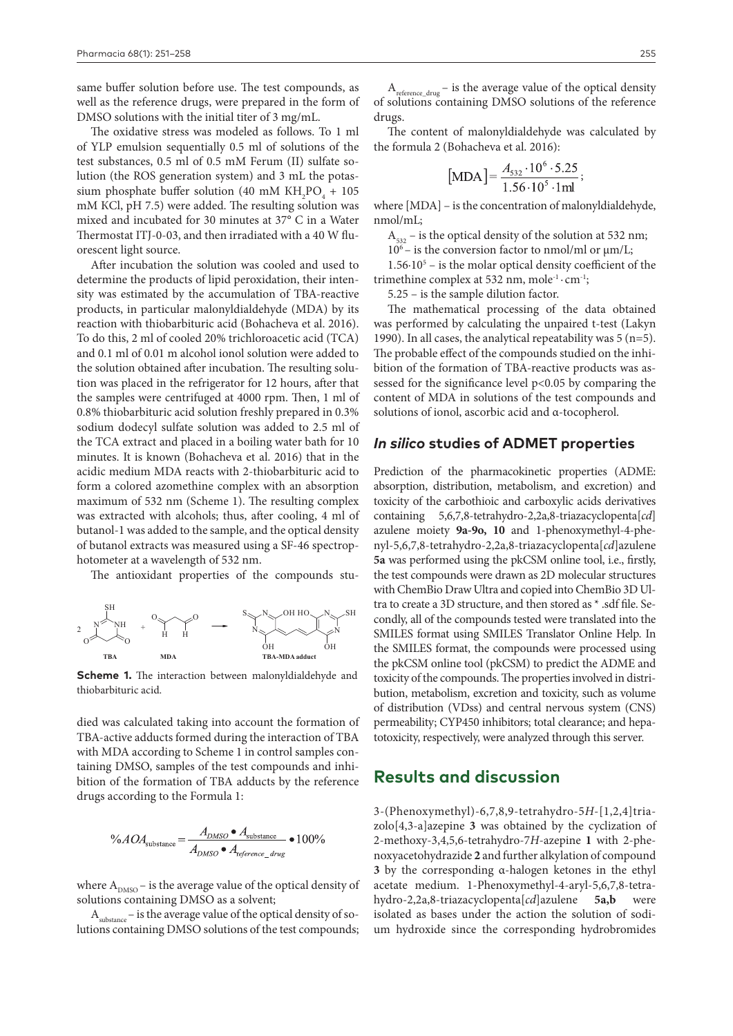same buffer solution before use. The test compounds, as well as the reference drugs, were prepared in the form of DMSO solutions with the initial titer of 3 mg/mL.

The oxidative stress was modeled as follows. To 1 ml of YLP emulsion sequentially 0.5 ml of solutions of the test substances, 0.5 ml of 0.5 mM Ferum (II) sulfate solution (the ROS generation system) and 3 mL the potassium phosphate buffer solution (40 mM $KH_2PO_4$ + 105 mM KCl, pH 7.5) were added. The resulting solution was mixed and incubated for 30 minutes at 37° C in a Water Thermostat ITJ-0-03, and then irradiated with a 40 W fluorescent light source.

After incubation the solution was cooled and used to determine the products of lipid peroxidation, their intensity was estimated by the accumulation of TBA-reactive products, in particular malonyldialdehyde (MDA) by its reaction with thiobarbituric acid (Bohacheva et al. 2016). To do this, 2 ml of cooled 20% trichloroacetic acid (TCA) and 0.1 ml of 0.01 m alcohol ionol solution were added to the solution obtained after incubation. The resulting solution was placed in the refrigerator for 12 hours, after that the samples were centrifuged at 4000 rpm. Then, 1 ml of 0.8% thiobarbituric acid solution freshly prepared in 0.3% sodium dodecyl sulfate solution was added to 2.5 ml of the TCA extract and placed in a boiling water bath for 10 minutes. It is known (Bohacheva et al. 2016) that in the acidic medium MDA reacts with 2-thiobarbituric acid to form a colored azomethine complex with an absorption maximum of 532 nm (Scheme 1). The resulting complex was extracted with alcohols; thus, after cooling, 4 ml of butanol-1 was added to the sample, and the optical density of butanol extracts was measured using a SF-46 spectrophotometer at a wavelength of 532 nm.

The antioxidant properties of the compounds studied was calculated taking into account the formation of TBA-active adducts formed during the interaction of TBA with MDA according to Scheme 1 in control samples containing DMSO, samples of the test compounds and inhibition of the formation of TBA adducts by the reference drugs according to the Formula 1:

**Scheme 1.** The interaction between malonyldialdehyde and thiobarbituric acid.

$$\%AOA_{\text{substance}} = \frac{A_{DMSO} \bullet A_{\text{substance}}}{A_{DMSO} \bullet A_{reference\_drug}} \bullet 100\%$$

where $A_{DMSO}$ – is the average value of the optical density of solutions containing DMSO as a solvent;

$A_{\text{substance}}$ – is the average value of the optical density of solutions containing DMSO solutions of the test compounds;

$A_{\text{reference\_drug}}$ – is the average value of the optical density of solutions containing DMSO solutions of the reference drugs.

The content of malonyldialdehyde was calculated by the formula 2 (Bohacheva et al. 2016):

$$[\text{MDA}] = \frac{A_{532} \cdot 10^6 \cdot 5.25}{1.56 \cdot 10^5 \cdot 1\text{ml}};$$

where [MDA] – is the concentration of malonyldialdehyde, nmol/mL;

$A_{532}$ – is the optical density of the solution at 532 nm;

$10^6$ – is the conversion factor to nmol/ml or µm/L;

$1.56 \cdot 10^5$ – is the molar optical density coefficient of the trimethine complex at 532 nm, $\text{mole}^{-1} \cdot \text{cm}^{-1}$;

5.25 – is the sample dilution factor.

The mathematical processing of the data obtained was performed by calculating the unpaired t-test (Lakyn 1990). In all cases, the analytical repeatability was 5 (n=5). The probable effect of the compounds studied on the inhibition of the formation of TBA-reactive products was assessed for the significance level $p<0.05$ by comparing the content of MDA in solutions of the test compounds and solutions of ionol, ascorbic acid and α-tocopherol.

## *In silico* studies of ADMET properties

Prediction of the pharmacokinetic properties (ADME: absorption, distribution, metabolism, and excretion) and toxicity of the carbothioic and carboxylic acids derivatives containing 5,6,7,8-tetrahydro-2,2a,8-triazacyclopenta[*cd*]azulene moiety **9a-9o, 10** and 1-phenoxymethyl-4-phenyl-5,6,7,8-tetrahydro-2,2a,8-triazacyclopenta[*cd*]azulene **5a** was performed using the pkCSM online tool, i.e., firstly, the test compounds were drawn as 2D molecular structures with ChemBio Draw Ultra and copied into ChemBio 3D Ultra to create a 3D structure, and then stored as * .sdf file. Secondly, all of the compounds tested were translated into the SMILES format using SMILES Translator Online Help. In the SMILES format, the compounds were processed using the pkCSM online tool (pkCSM) to predict the ADME and toxicity of the compounds. The properties involved in distribution, metabolism, excretion and toxicity, such as volume of distribution (VDss) and central nervous system (CNS) permeability; CYP450 inhibitors; total clearance; and hepatotoxicity, respectively, were analyzed through this server.

# Results and discussion

3-(Phenoxymethyl)-6,7,8,9-tetrahydro-5*H*-[1,2,4]triazolo[4,3-a]azepine **3** was obtained by the cyclization of 2-methoxy-3,4,5,6-tetrahydro-7*H*-azepine **1** with 2-phenoxyacetohydrazide **2** and further alkylation of compound **3** by the corresponding α-halogen ketones in the ethyl acetate medium. 1-Phenoxymethyl-4-aryl-5,6,7,8-tetrahydro-2,2a,8-triazacyclopenta[*cd*]azulene **5a,b** were isolated as bases under the action the solution of sodium hydroxide since the corresponding hydrobromides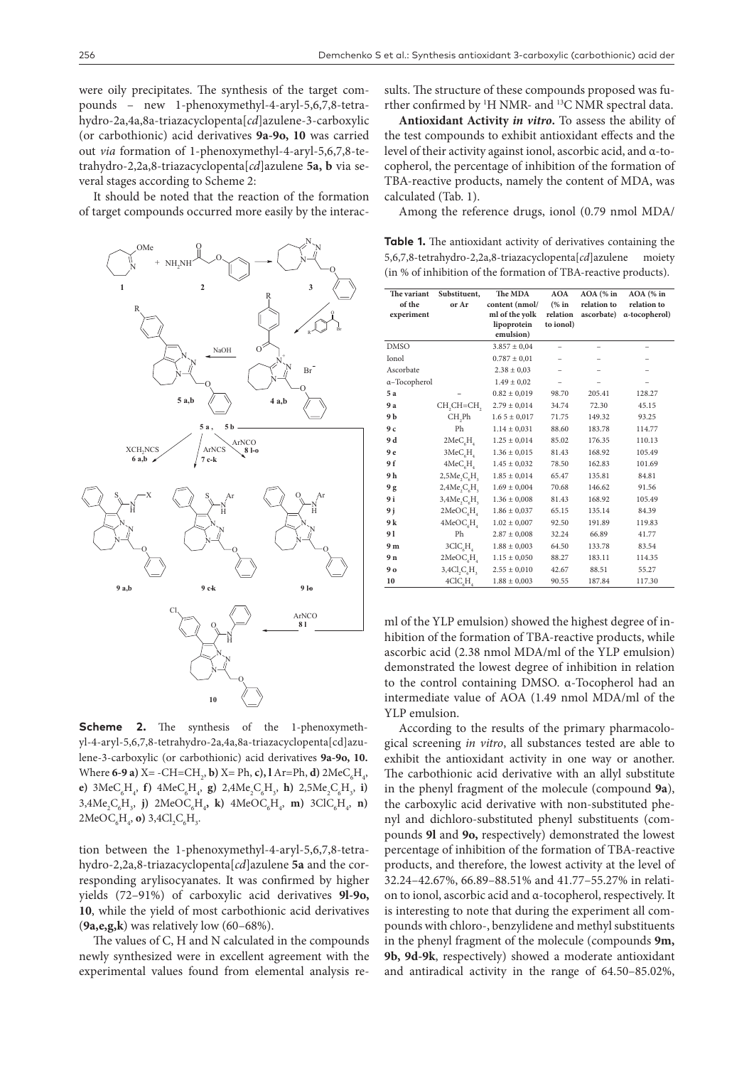were oily precipitates. The synthesis of the target compounds – new 1-phenoxymethyl-4-aryl-5,6,7,8-tetrahydro-2a,4a,8a-triazacyclopenta[*cd*]azulene-3-carboxylic (or carbothionic) acid derivatives **9a-9o, 10** was carried out *via* formation of 1-phenoxymethyl-4-aryl-5,6,7,8-tetrahydro-2,2a,8-triazacyclopenta[*cd*]azulene **5a, b** via several stages according to Scheme 2:

It should be noted that the reaction of the formation of target compounds occurred more easily by the interaction between the 1-phenoxymethyl-4-aryl-5,6,7,8-tetrahydro-2,2a,8-triazacyclopenta[*cd*]azulene **5a** and the corresponding arylisocyanates. It was confirmed by higher yields (72–91%) of carboxylic acid derivatives **9l-9o, 10**, while the yield of most carbothionic acid derivatives (**9a,e,g,k**) was relatively low (60–68%).

**Scheme 2.** The synthesis of the 1-phenoxymethyl-4-aryl-5,6,7,8-tetrahydro-2a,4a,8a-triazacyclopenta[cd]azulene-3-carboxylic (or carbothionic) acid derivatives **9a-9o, 10.** Where **6-9 a)** X= -CH=$CH_2$, **b)** X= Ph, **c), l** Ar=Ph, **d)** $2MeC_6H_4$, **e)** $3MeC_6H_4$, **f)** $4MeC_6H_4$, **g)** $2,4Me_2C_6H_3$, **h)** $2,5Me_2C_6H_3$, **i)** $3,4Me_2C_6H_3$, **j)** $2MeOC_6H_4$, **k)** $4MeOC_6H_4$, **m)** $3ClC_6H_4$, **n)** $2MeOC_6H_4$, **o)** $3,4Cl_2C_6H_3$.

The values of C, H and N calculated in the compounds newly synthesized were in excellent agreement with the experimental values found from elemental analysis results. The structure of these compounds proposed was further confirmed by [1]H NMR- and [13]C NMR spectral data.

**Antioxidant Activity *in vitro*.** To assess the ability of the test compounds to exhibit antioxidant effects and the level of their activity against ionol, ascorbic acid, and α-tocopherol, the percentage of inhibition of the formation of TBA-reactive products, namely the content of MDA, was calculated (Tab. 1).

Among the reference drugs, ionol (0.79 nmol MDA/ml of the YLP emulsion) showed the highest degree of inhibition of the formation of TBA-reactive products, while ascorbic acid (2.38 nmol MDA/ml of the YLP emulsion) demonstrated the lowest degree of inhibition in relation to the control containing DMSO. α-Tocopherol had an intermediate value of AOA (1.49 nmol MDA/ml of the YLP emulsion.

**Table 1.** The antioxidant activity of derivatives containing the 5,6,7,8-tetrahydro-2,2a,8-triazacyclopenta[*cd*]azulene moiety (in % of inhibition of the formation of TBA-reactive products).

| The variant of the experiment | Substituent, or Ar | The MDA content (nmol/ml of the yolk lipoprotein emulsion) | AOA (% in relation to ionol) | AOA (% in relation to ascorbate) | AOA (% in relation to α-tocopherol) |
|---|---|---|---|---|---|
| DMSO | | 3.857 ± 0,04 | – | – | – |
| Ionol | | 0.787 ± 0,01 | – | – | – |
| Ascorbate | | 2.38 ± 0,03 | – | – | – |
| α–Tocopherol | | 1.49 ± 0,02 | – | – | – |
| 5 a | – | 0.82 ± 0,019 | 98.70 | 205.41 | 128.27 |
| 9 a | $CH_2CH=CH_2$ | 2.79 ± 0,014 | 34.74 | 72.30 | 45.15 |
| 9 b | $CH_2Ph$ | 1.65 ± 0,017 | 71.75 | 149.32 | 93.25 |
| 9 c | Ph | 1.14 ± 0,031 | 88.60 | 183.78 | 114.77 |
| 9 d | $2MeC_6H_4$ | 1.25 ± 0,014 | 85.02 | 176.35 | 110.13 |
| 9 e | $3MeC_6H_4$ | 1.36 ± 0,015 | 81.43 | 168.92 | 105.49 |
| 9 f | $4MeC_6H_4$ | 1.45 ± 0,032 | 78.50 | 162.83 | 101.69 |
| 9 h | $2,5Me_2C_6H_3$ | 1.85 ± 0,014 | 65.47 | 135.81 | 84.81 |
| 9 g | $2,4Me_2C_6H_3$ | 1.69 ± 0,004 | 70.68 | 146.62 | 91.56 |
| 9 i | $3,4Me_2C_6H_3$ | 1.36 ± 0,008 | 81.43 | 168.92 | 105.49 |
| 9 j | $2MeOC_6H_4$ | 1.86 ± 0,037 | 65.15 | 135.14 | 84.39 |
| 9 k | $4MeOC_6H_4$ | 1.02 ± 0,007 | 92.50 | 191.89 | 119.83 |
| 9 l | Ph | 2.87 ± 0,008 | 32.24 | 66.89 | 41.77 |
| 9 m | $3ClC_6H_4$ | 1.88 ± 0,003 | 64.50 | 133.78 | 83.54 |
| 9 n | $2MeOC_6H_4$ | 1.15 ± 0,050 | 88.27 | 183.11 | 114.35 |
| 9 o | $3,4Cl_2C_6H_3$ | 2.55 ± 0,010 | 42.67 | 88.51 | 55.27 |
| 10 | $4ClC_6H_4$ | 1.88 ± 0,003 | 90.55 | 187.84 | 117.30 |

According to the results of the primary pharmacological screening *in vitro*, all substances tested are able to exhibit the antioxidant activity in one way or another. The carbothionic acid derivative with an allyl substitute in the phenyl fragment of the molecule (compound **9a**), the carboxylic acid derivative with non-substituted phenyl and dichloro-substituted phenyl substituents (compounds **9l** and **9o,** respectively) demonstrated the lowest percentage of inhibition of the formation of TBA-reactive products, and therefore, the lowest activity at the level of 32.24–42.67%, 66.89–88.51% and 41.77–55.27% in relation to ionol, ascorbic acid and α-tocopherol, respectively. It is interesting to note that during the experiment all compounds with chloro-, benzylidene and methyl substituents in the phenyl fragment of the molecule (compounds **9m, 9b, 9d-9k**, respectively) showed a moderate antioxidant and antiradical activity in the range of 64.50–85.02%,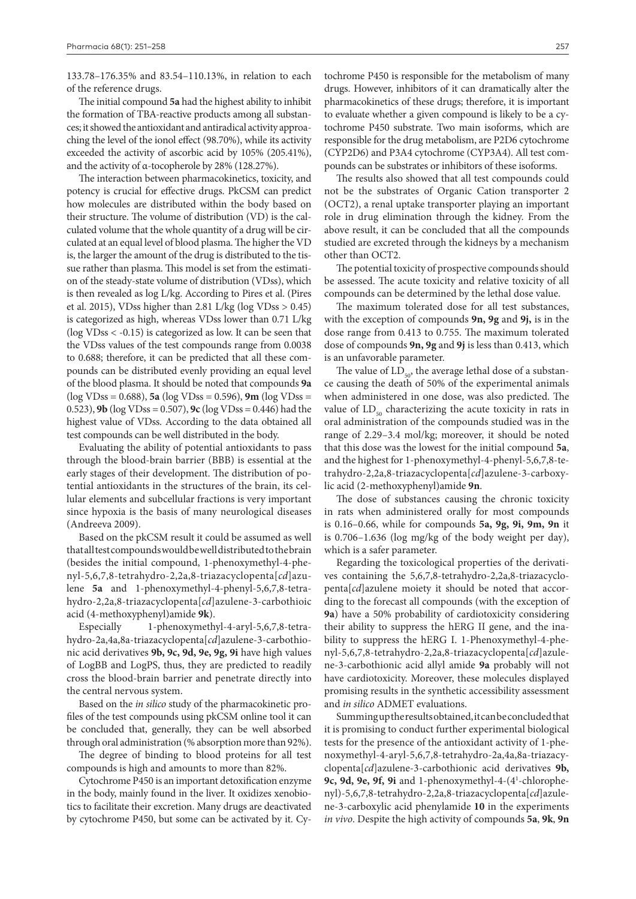133.78–176.35% and 83.54–110.13%, in relation to each of the reference drugs.

The initial compound **5a** had the highest ability to inhibit the formation of TBA-reactive products among all substances; it showed the antioxidant and antiradical activity approaching the level of the ionol effect (98.70%), while its activity exceeded the activity of ascorbic acid by 105% (205.41%), and the activity of α-tocopherole by 28% (128.27%).

The interaction between pharmacokinetics, toxicity, and potency is crucial for effective drugs. PkCSM can predict how molecules are distributed within the body based on their structure. The volume of distribution (VD) is the calculated volume that the whole quantity of a drug will be circulated at an equal level of blood plasma. The higher the VD is, the larger the amount of the drug is distributed to the tissue rather than plasma. This model is set from the estimation of the steady-state volume of distribution (VDss), which is then revealed as log L/kg. According to Pires et al. (Pires et al. 2015), VDss higher than 2.81 L/kg (log VDss > 0.45) is categorized as high, whereas VDss lower than 0.71 L/kg (log VDss < -0.15) is categorized as low. It can be seen that the VDss values of the test compounds range from 0.0038 to 0.688; therefore, it can be predicted that all these compounds can be distributed evenly providing an equal level of the blood plasma. It should be noted that compounds **9a** (log VDss = 0.688), **5a** (log VDss = 0.596), **9m** (log VDss = 0.523), **9b** (log VDss = 0.507), **9c** (log VDss = 0.446) had the highest value of VDss. According to the data obtained all test compounds can be well distributed in the body.

Evaluating the ability of potential antioxidants to pass through the blood-brain barrier (BBB) is essential at the early stages of their development. The distribution of potential antioxidants in the structures of the brain, its cellular elements and subcellular fractions is very important since hypoxia is the basis of many neurological diseases (Andreeva 2009).

Based on the pkCSM result it could be assumed as well that all test compounds would be well distributed to the brain (besides the initial compound, 1-phenoxymethyl-4-phenyl-5,6,7,8-tetrahydro-2,2a,8-triazacyclopenta[*cd*]azulene **5a** and 1-phenoxymethyl-4-phenyl-5,6,7,8-tetrahydro-2,2a,8-triazacyclopenta[*cd*]azulene-3-carbothioic acid (4-methoxyphenyl)amide **9k**).

Especially 1-phenoxymethyl-4-aryl-5,6,7,8-tetrahydro-2a,4a,8a-triazacyclopenta[*cd*]azulene-3-carbothionic acid derivatives **9b, 9c, 9d, 9e, 9g, 9i** have high values of LogBB and LogPS, thus, they are predicted to readily cross the blood-brain barrier and penetrate directly into the central nervous system.

Based on the *in silico* study of the pharmacokinetic profiles of the test compounds using pkCSM online tool it can be concluded that, generally, they can be well absorbed through oral administration (% absorption more than 92%).

The degree of binding to blood proteins for all test compounds is high and amounts to more than 82%.

Cytochrome P450 is an important detoxification enzyme in the body, mainly found in the liver. It oxidizes xenobiotics to facilitate their excretion. Many drugs are deactivated by cytochrome P450, but some can be activated by it. Cytochrome P450 is responsible for the metabolism of many drugs. However, inhibitors of it can dramatically alter the pharmacokinetics of these drugs; therefore, it is important to evaluate whether a given compound is likely to be a cytochrome P450 substrate. Two main isoforms, which are responsible for the drug metabolism, are P2D6 cytochrome (CYP2D6) and P3A4 cytochrome (CYP3A4). All test compounds can be substrates or inhibitors of these isoforms.

The results also showed that all test compounds could not be the substrates of Organic Cation transporter 2 (OCT2), a renal uptake transporter playing an important role in drug elimination through the kidney. From the above result, it can be concluded that all the compounds studied are excreted through the kidneys by a mechanism other than OCT2.

The potential toxicity of prospective compounds should be assessed. The acute toxicity and relative toxicity of all compounds can be determined by the lethal dose value.

The maximum tolerated dose for all test substances, with the exception of compounds **9n, 9g** and **9j,** is in the dose range from 0.413 to 0.755. The maximum tolerated dose of compounds **9n, 9g** and **9j** is less than 0.413, which is an unfavorable parameter.

The value of $LD_{50}$, the average lethal dose of a substance causing the death of 50% of the experimental animals when administered in one dose, was also predicted. The value of $LD_{50}$ characterizing the acute toxicity in rats in oral administration of the compounds studied was in the range of 2.29–3.4 mol/kg; moreover, it should be noted that this dose was the lowest for the initial compound **5a**, and the highest for 1-phenoxymethyl-4-phenyl-5,6,7,8-tetrahydro-2,2a,8-triazacyclopenta[*cd*]azulene-3-carboxylic acid (2-methoxyphenyl)amide **9n**.

The dose of substances causing the chronic toxicity in rats when administered orally for most compounds is 0.16–0.66, while for compounds **5a, 9g, 9i, 9m, 9n** it is 0.706–1.636 (log mg/kg of the body weight per day), which is a safer parameter.

Regarding the toxicological properties of the derivatives containing the 5,6,7,8-tetrahydro-2,2a,8-triazacyclopenta[*cd*]azulene moiety it should be noted that according to the forecast all compounds (with the exception of **9a**) have a 50% probability of cardiotoxicity considering their ability to suppress the hERG II gene, and the inability to suppress the hERG I. 1-Phenoxymethyl-4-phenyl-5,6,7,8-tetrahydro-2,2a,8-triazacyclopenta[*cd*]azulene-3-carbothionic acid allyl amide **9a** probably will not have cardiotoxicity. Moreover, these molecules displayed promising results in the synthetic accessibility assessment and *in silico* ADMET evaluations.

Summing up the results obtained, it can be concluded that it is promising to conduct further experimental biological tests for the presence of the antioxidant activity of 1-phenoxymethyl-4-aryl-5,6,7,8-tetrahydro-2a,4a,8a-triazacyclopenta[*cd*]azulene-3-carbothionic acid derivatives **9b, 9c, 9d, 9e, 9f, 9i** and 1-phenoxymethyl-4-(4[1]-chlorophenyl)-5,6,7,8-tetrahydro-2,2a,8-triazacyclopenta[*cd*]azulene-3-carboxylic acid phenylamide **10** in the experiments *in vivo*. Despite the high activity of compounds **5a**, **9k**, **9n**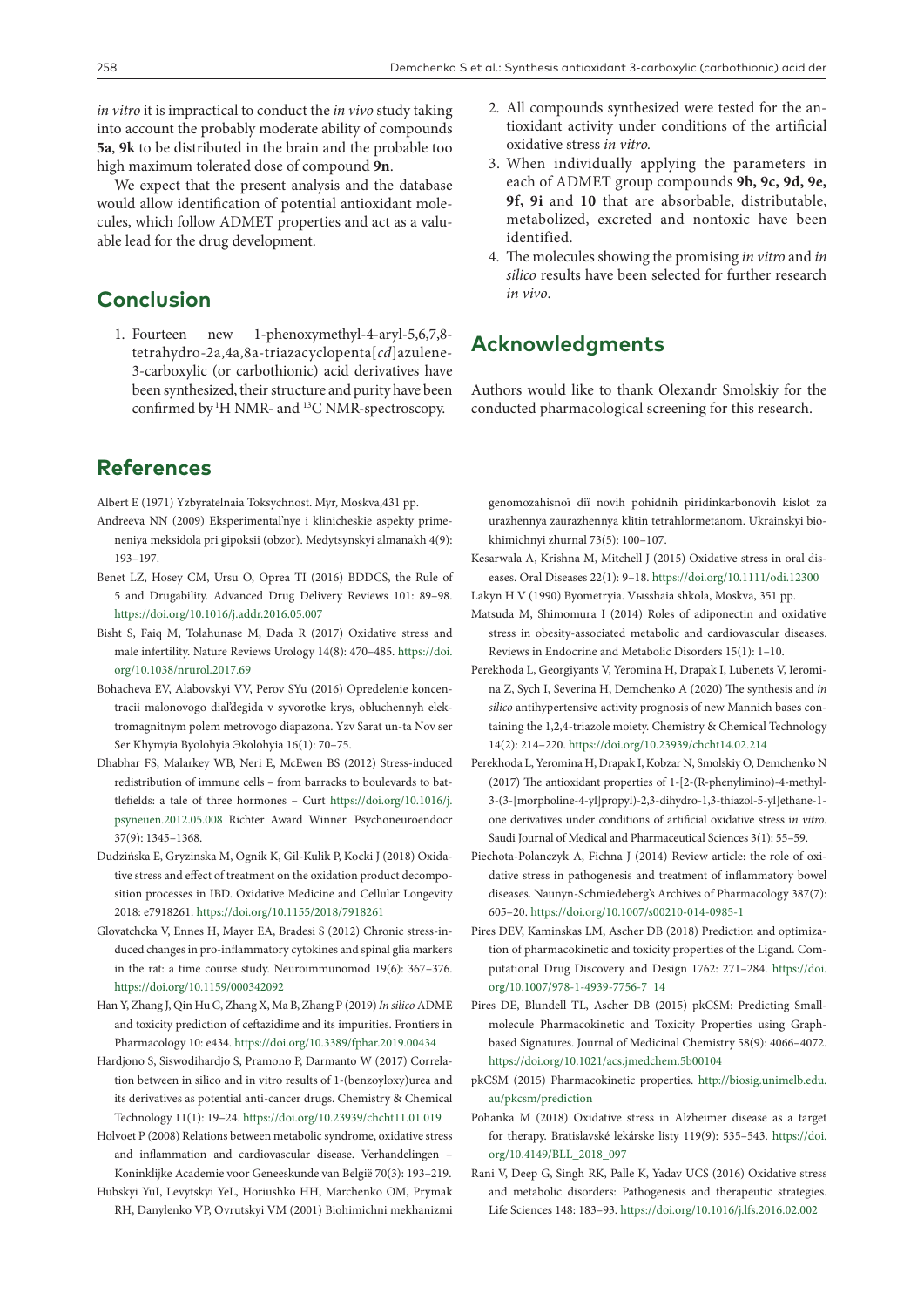*in vitro* it is impractical to conduct the *in vivo* study taking into account the probably moderate ability of compounds **5a**, **9k** to be distributed in the brain and the probable too high maximum tolerated dose of compound **9n**.

We expect that the present analysis and the database would allow identification of potential antioxidant molecules, which follow ADMET properties and act as a valuable lead for the drug development.

## Conclusion

1. Fourteen new 1-phenoxymethyl-4-aryl-5,6,7,8-tetrahydro-2a,4a,8a-triazacyclopenta[*cd*]azulene-3-carboxylic (or carbothionic) acid derivatives have been synthesized, their structure and purity have been confirmed by $^{1}$H NMR- and $^{13}$C NMR-spectroscopy.
2. All compounds synthesized were tested for the antioxidant activity under conditions of the artificial oxidative stress *in vitro.*
3. When individually applying the parameters in each of ADMET group compounds **9b, 9c, 9d, 9e, 9f, 9i** and **10** that are absorbable, distributable, metabolized, excreted and nontoxic have been identified.
4. The molecules showing the promising *in vitro* and *in silico* results have been selected for further research *in vivo*.

## Acknowledgments

Authors would like to thank Olexandr Smolskiy for the conducted pharmacological screening for this research.

## References

Albert E (1971) Yzbyratelnaia Toksychnost. Myr, Moskva,431 pp.

Andreeva NN (2009) Eksperimental'nye i klinicheskie aspekty primeneniya meksidola pri gipoksii (obzor). Medytsynskyi almanakh 4(9): 193–197.

Benet LZ, Hosey CM, Ursu O, Oprea TI (2016) BDDCS, the Rule of 5 and Drugability. Advanced Drug Delivery Reviews 101: 89–98. https://doi.org/10.1016/j.addr.2016.05.007

Bisht S, Faiq M, Tolahunase M, Dada R (2017) Oxidative stress and male infertility. Nature Reviews Urology 14(8): 470–485. https://doi.org/10.1038/nrurol.2017.69

Bohacheva EV, Alabovskyi VV, Perov SYu (2016) Opredelenie koncentracii malonovogo dial'degida v syvorotke krys, obluchennyh elektromagnitnym polem metrovogo diapazona. Yzv Sarat un-ta Nov ser Ser Khymyia Byolohyia Эkolohyia 16(1): 70–75.

Dhabhar FS, Malarkey WB, Neri E, McEwen BS (2012) Stress-induced redistribution of immune cells – from barracks to boulevards to battlefields: a tale of three hormones – Curt https://doi.org/10.1016/j.psyneuen.2012.05.008 Richter Award Winner. Psychoneuroendocr 37(9): 1345–1368.

Dudzińska E, Gryzinska M, Ognik K, Gil-Kulik P, Kocki J (2018) Oxidative stress and effect of treatment on the oxidation product decomposition processes in IBD. Oxidative Medicine and Cellular Longevity 2018: e7918261. https://doi.org/10.1155/2018/7918261

Glovatchcka V, Ennes H, Mayer EA, Bradesi S (2012) Chronic stress-induced changes in pro-inflammatory cytokines and spinal glia markers in the rat: a time course study. Neuroimmunomod 19(6): 367–376. https://doi.org/10.1159/000342092

Han Y, Zhang J, Qin Hu C, Zhang X, Ma B, Zhang P (2019) *In silico* ADME and toxicity prediction of ceftazidime and its impurities. Frontiers in Pharmacology 10: e434. https://doi.org/10.3389/fphar.2019.00434

Hardjono S, Siswodihardjo S, Pramono P, Darmanto W (2017) Correlation between in silico and in vitro results of 1-(benzoyloxy)urea and its derivatives as potential anti-cancer drugs. Chemistry & Chemical Technology 11(1): 19–24. https://doi.org/10.23939/chcht11.01.019

Holvoet P (2008) Relations between metabolic syndrome, oxidative stress and inflammation and cardiovascular disease. Verhandelingen – Koninklijke Academie voor Geneeskunde van België 70(3): 193–219.

Hubskyi YuI, Levytskyi YeL, Horiushko HH, Marchenko OM, Prymak RH, Danylenko VP, Ovrutskyi VM (2001) Biohimichni mekhanizmi genomozahisnoï diï novih pohidnih piridinkarbonovih kislot za urazhennya zaurazhennya klitin tetrahlormetanom. Ukrainskyi biokhimichnyi zhurnal 73(5): 100–107.

Kesarwala A, Krishna M, Mitchell J (2015) Oxidative stress in oral diseases. Oral Diseases 22(1): 9–18. https://doi.org/10.1111/odi.12300

Lakyn H V (1990) Byometryia. Vысshaia shkola, Moskva, 351 pp.

Matsuda M, Shimomura I (2014) Roles of adiponectin and oxidative stress in obesity-associated metabolic and cardiovascular diseases. Reviews in Endocrine and Metabolic Disorders 15(1): 1–10.

Perekhoda L, Georgiyants V, Yeromina H, Drapak I, Lubenets V, Ieromina Z, Sych I, Severina H, Demchenko A (2020) The synthesis and *in silico* antihypertensive activity prognosis of new Mannich bases containing the 1,2,4-triazole moiety. Chemistry & Chemical Technology 14(2): 214–220. https://doi.org/10.23939/chcht14.02.214

Perekhoda L, Yeromina H, Drapak I, Kobzar N, Smolskiy O, Demchenko N (2017) The antioxidant properties of 1-[2-(R-phenylimino)-4-methyl-3-(3-[morpholine-4-yl]propyl)-2,3-dihydro-1,3-thiazol-5-yl]ethane-1-one derivatives under conditions of artificial oxidative stress i*n vitro*. Saudi Journal of Medical and Pharmaceutical Sciences 3(1): 55–59.

Piechota-Polanczyk A, Fichna J (2014) Review article: the role of oxidative stress in pathogenesis and treatment of inflammatory bowel diseases. Naunyn-Schmiedeberg's Archives of Pharmacology 387(7): 605–20. https://doi.org/10.1007/s00210-014-0985-1

Pires DEV, Kaminskas LM, Ascher DB (2018) Prediction and optimization of pharmacokinetic and toxicity properties of the Ligand. Computational Drug Discovery and Design 1762: 271–284. https://doi.org/10.1007/978-1-4939-7756-7_14

Pires DE, Blundell TL, Ascher DB (2015) pkCSM: Predicting Small-molecule Pharmacokinetic and Toxicity Properties using Graph-based Signatures. Journal of Medicinal Chemistry 58(9): 4066–4072. https://doi.org/10.1021/acs.jmedchem.5b00104

pkCSM (2015) Pharmacokinetic properties. http://biosig.unimelb.edu.au/pkcsm/prediction

Pohanka M (2018) Oxidative stress in Alzheimer disease as a target for therapy. Bratislavské lekárske listy 119(9): 535–543. https://doi.org/10.4149/BLL_2018_097

Rani V, Deep G, Singh RK, Palle K, Yadav UCS (2016) Oxidative stress and metabolic disorders: Pathogenesis and therapeutic strategies. Life Sciences 148: 183–93. https://doi.org/10.1016/j.lfs.2016.02.002